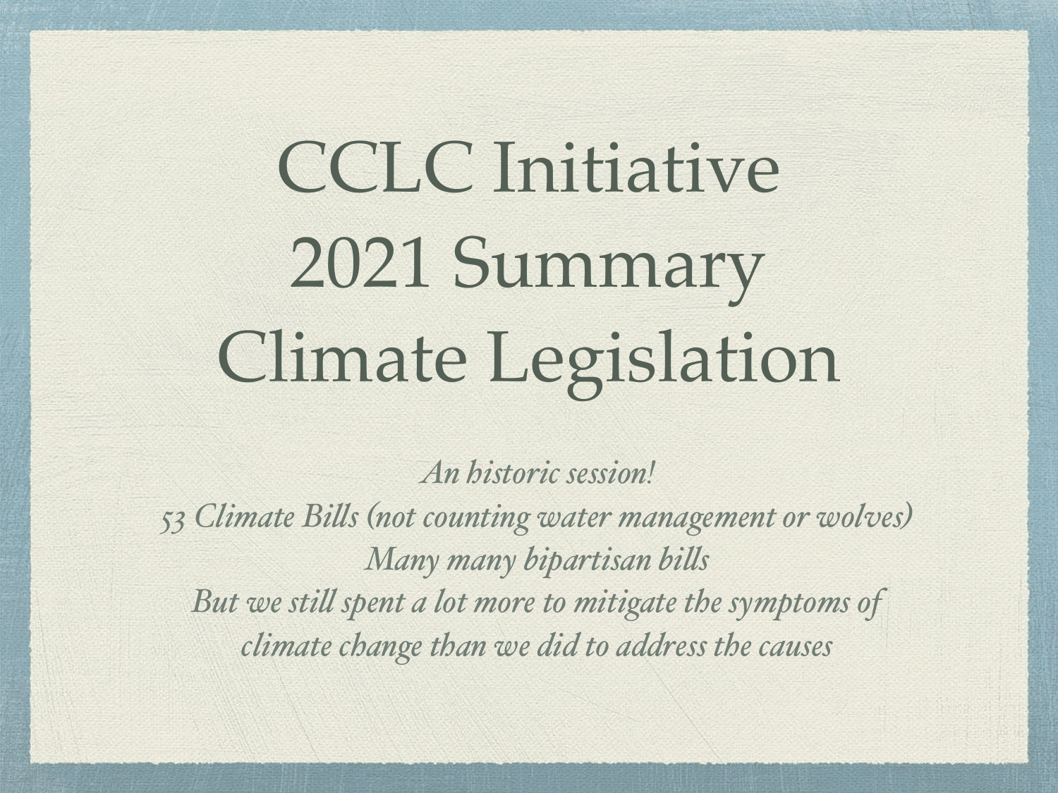# CCLC Initiative 2021 Summary Climate Legislation

*An historic session!*

*53 Climate Bills (not counting water management or wolves)*

*Many many bipartisan bills*

*But we still spent a lot more to mitigate the symptoms of climate change than we did to address the causes*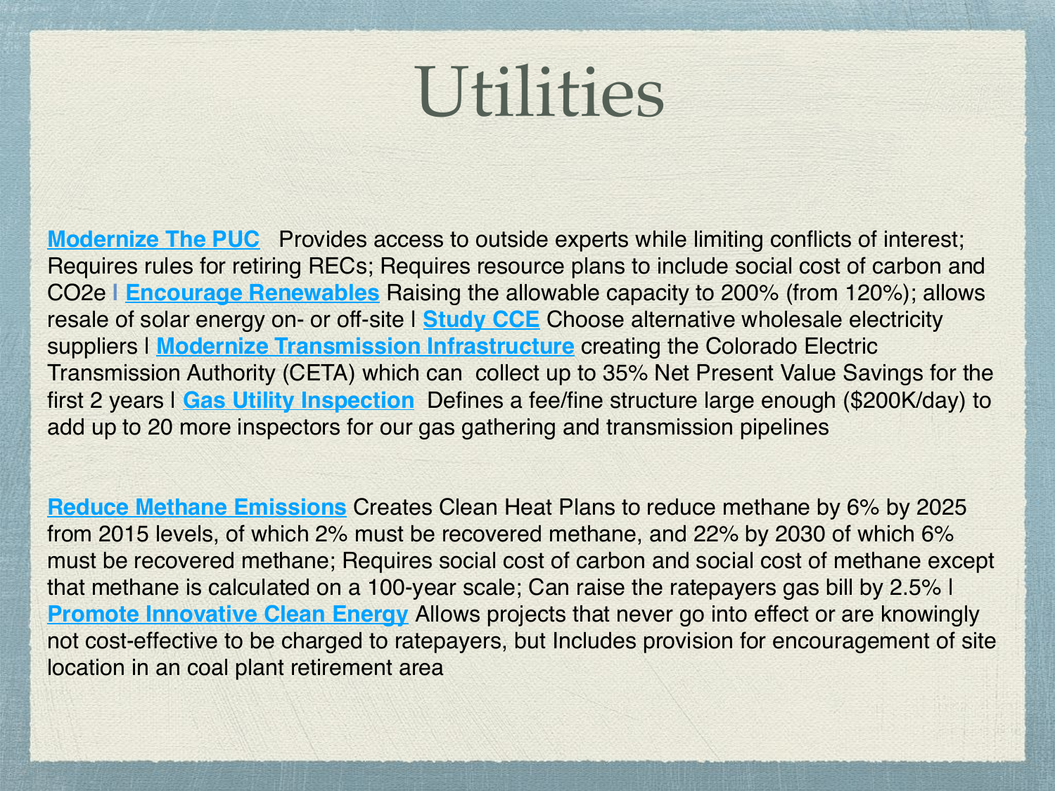# Utilities

**Modernize The PUC** Provides access to outside experts while limiting conflicts of interest; Requires rules for retiring RECs; Requires resource plans to include social cost of carbon and $CO_2e$ | **Encourage Renewables** Raising the allowable capacity to 200% (from 120%); allows resale of solar energy on- or off-site | **Study CCE** Choose alternative wholesale electricity suppliers | **Modernize Transmission Infrastructure** creating the Colorado Electric Transmission Authority (CETA) which can collect up to 35% Net Present Value Savings for the first 2 years | **Gas Utility Inspection** Defines a fee/fine structure large enough ($200K/day) to add up to 20 more inspectors for our gas gathering and transmission pipelines

**Reduce Methane Emissions** Creates Clean Heat Plans to reduce methane by 6% by 2025 from 2015 levels, of which 2% must be recovered methane, and 22% by 2030 of which 6% must be recovered methane; Requires social cost of carbon and social cost of methane except that methane is calculated on a 100-year scale; Can raise the ratepayers gas bill by 2.5% | **Promote Innovative Clean Energy** Allows projects that never go into effect or are knowingly not cost-effective to be charged to ratepayers, but Includes provision for encouragement of site location in an coal plant retirement area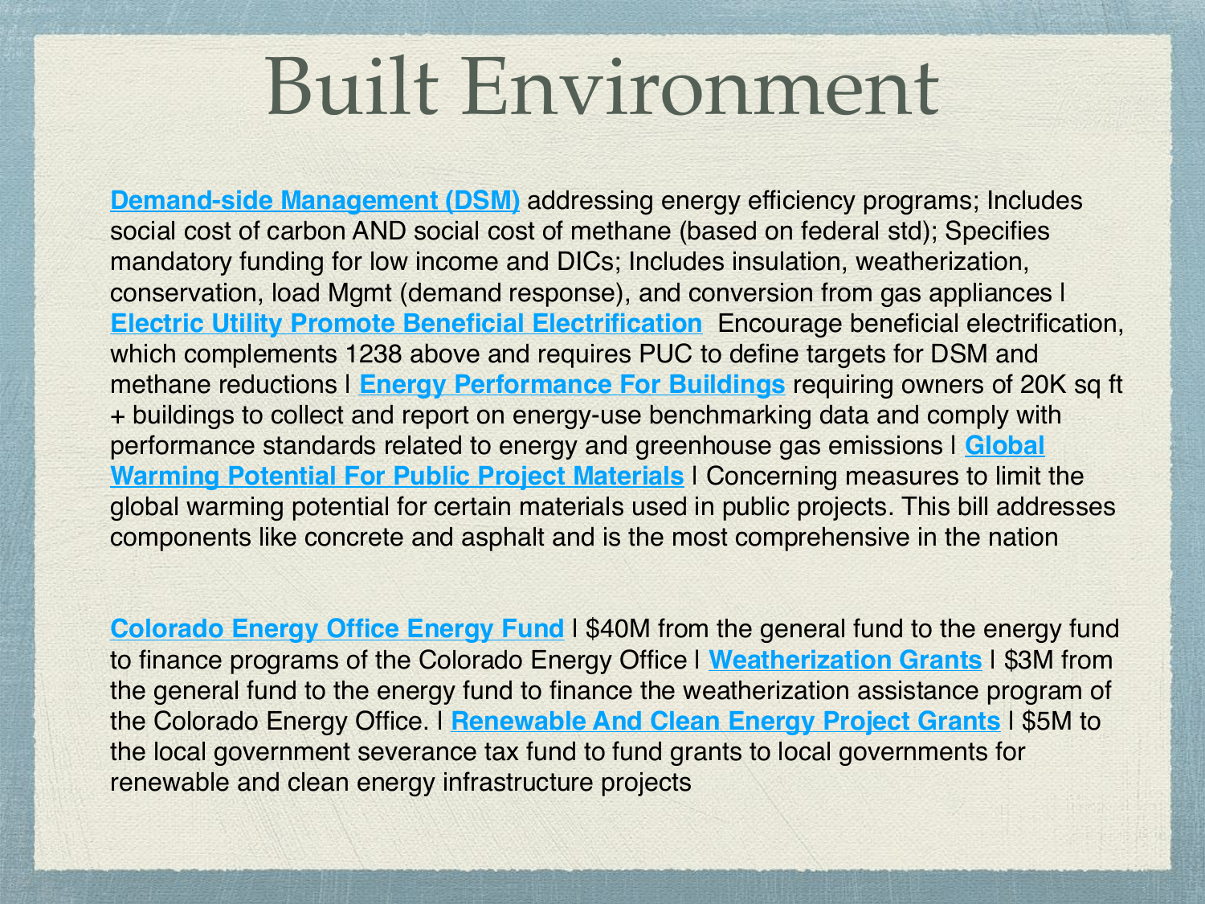# Built Environment

**Demand-side Management (DSM)** addressing energy efficiency programs; Includes social cost of carbon AND social cost of methane (based on federal std); Specifies mandatory funding for low income and DICs; Includes insulation, weatherization, conservation, load Mgmt (demand response), and conversion from gas appliances l **Electric Utility Promote Beneficial Electrification** Encourage beneficial electrification, which complements 1238 above and requires PUC to define targets for DSM and methane reductions l **Energy Performance For Buildings** requiring owners of 20K sq ft + buildings to collect and report on energy-use benchmarking data and comply with performance standards related to energy and greenhouse gas emissions l **Global Warming Potential For Public Project Materials** l Concerning measures to limit the global warming potential for certain materials used in public projects. This bill addresses components like concrete and asphalt and is the most comprehensive in the nation

**Colorado Energy Office Energy Fund** l $40M from the general fund to the energy fund to finance programs of the Colorado Energy Office l **Weatherization Grants** l $3M from the general fund to the energy fund to finance the weatherization assistance program of the Colorado Energy Office. l **Renewable And Clean Energy Project Grants** l $5M to the local government severance tax fund to fund grants to local governments for renewable and clean energy infrastructure projects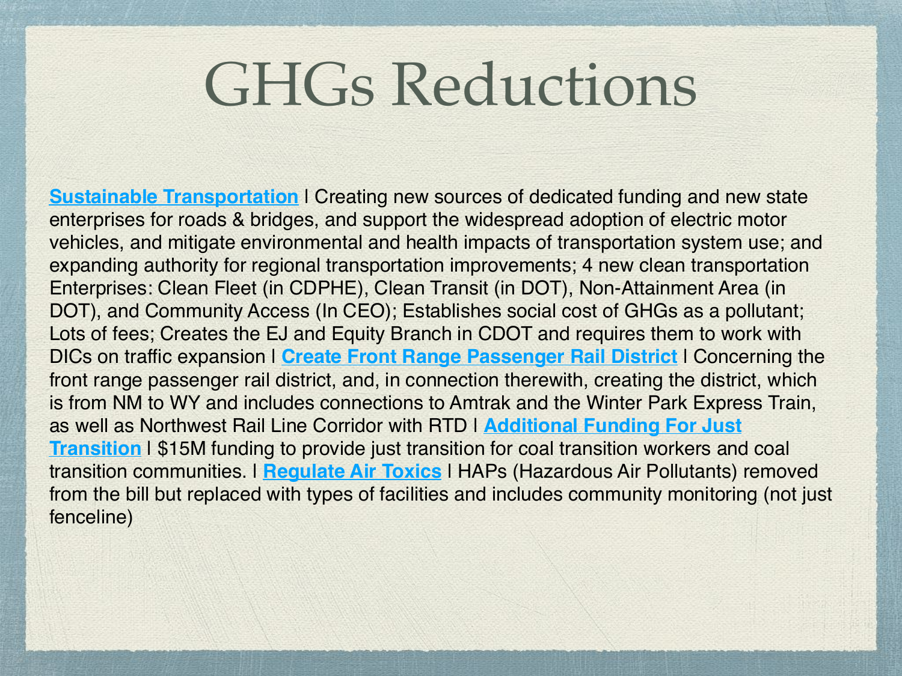# GHGs Reductions

**Sustainable Transportation** l Creating new sources of dedicated funding and new state enterprises for roads & bridges, and support the widespread adoption of electric motor vehicles, and mitigate environmental and health impacts of transportation system use; and expanding authority for regional transportation improvements; 4 new clean transportation Enterprises: Clean Fleet (in CDPHE), Clean Transit (in DOT), Non-Attainment Area (in DOT), and Community Access (In CEO); Establishes social cost of GHGs as a pollutant; Lots of fees; Creates the EJ and Equity Branch in CDOT and requires them to work with DICs on traffic expansion l **Create Front Range Passenger Rail District** l Concerning the front range passenger rail district, and, in connection therewith, creating the district, which is from NM to WY and includes connections to Amtrak and the Winter Park Express Train, as well as Northwest Rail Line Corridor with RTD l **Additional Funding For Just Transition** l $15M funding to provide just transition for coal transition workers and coal transition communities. l **Regulate Air Toxics** l HAPs (Hazardous Air Pollutants) removed from the bill but replaced with types of facilities and includes community monitoring (not just fenceline)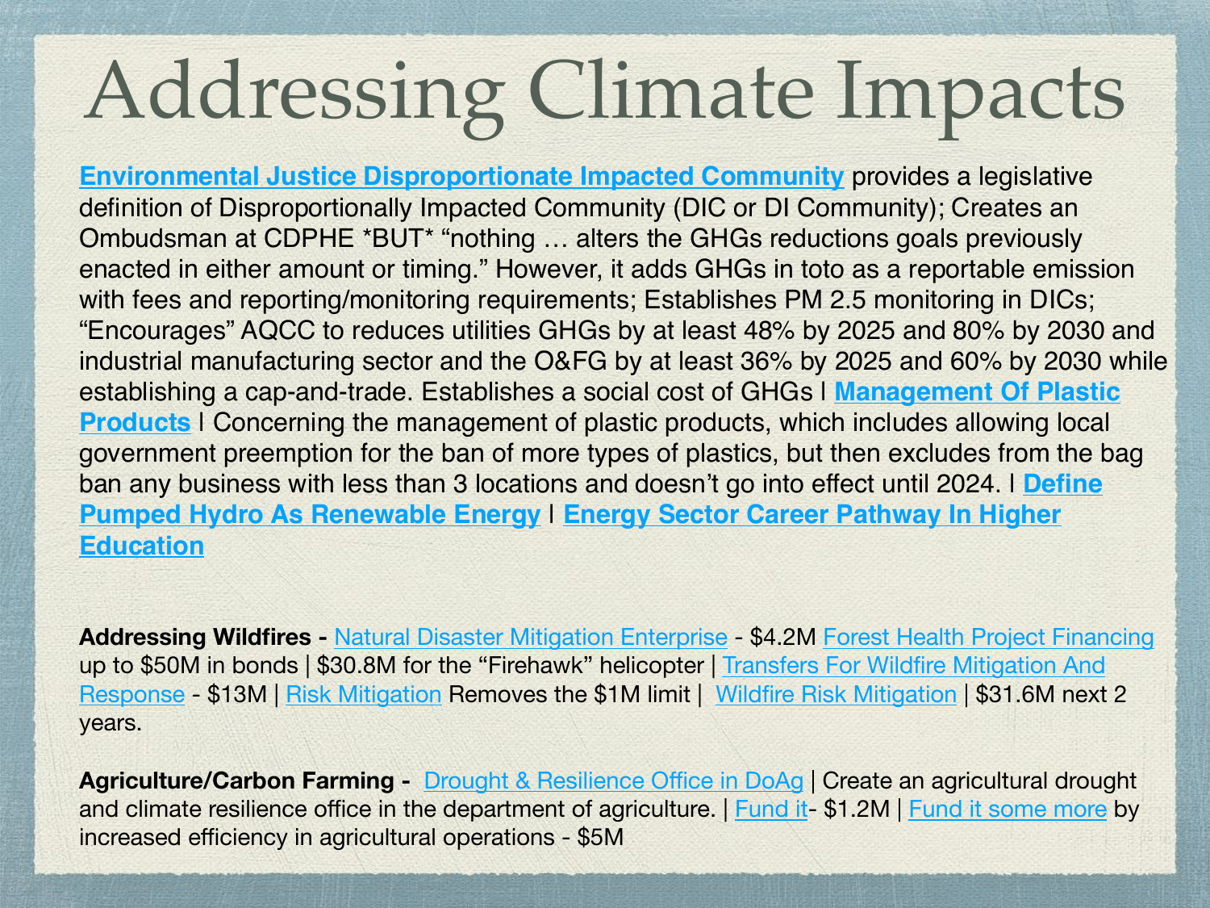# Addressing Climate Impacts

**Environmental Justice Disproportionate Impacted Community** provides a legislative definition of Disproportionally Impacted Community (DIC or DI Community); Creates an Ombudsman at CDPHE *BUT* "nothing … alters the GHGs reductions goals previously enacted in either amount or timing." However, it adds GHGs in toto as a reportable emission with fees and reporting/monitoring requirements; Establishes PM 2.5 monitoring in DICs; "Encourages" AQCC to reduces utilities GHGs by at least 48% by 2025 and 80% by 2030 and industrial manufacturing sector and the O&FG by at least 36% by 2025 and 60% by 2030 while establishing a cap-and-trade. Establishes a social cost of GHGs l **Management Of Plastic Products** l Concerning the management of plastic products, which includes allowing local government preemption for the ban of more types of plastics, but then excludes from the bag ban any business with less than 3 locations and doesn't go into effect until 2024. l **Define Pumped Hydro As Renewable Energy** l **Energy Sector Career Pathway In Higher Education**

**Addressing Wildfires -** Natural Disaster Mitigation Enterprise - $4.2M Forest Health Project Financing up to $50M in bonds | $30.8M for the "Firehawk" helicopter | Transfers For Wildfire Mitigation And Response - $13M | Risk Mitigation Removes the $1M limit | Wildfire Risk Mitigation | $31.6M next 2 years.

**Agriculture/Carbon Farming -** Drought & Resilience Office in DoAg | Create an agricultural drought and climate resilience office in the department of agriculture. | Fund it- $1.2M | Fund it some more by increased efficiency in agricultural operations - $5M